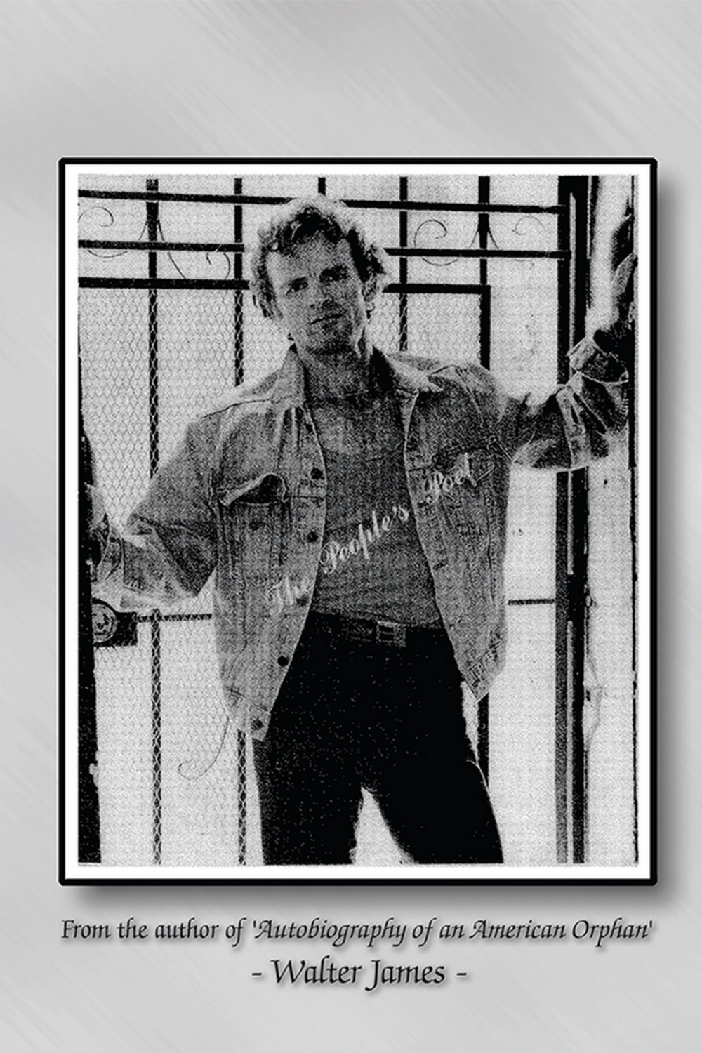From the author of *'Autobiography of an American Orphan'*

- Walter James -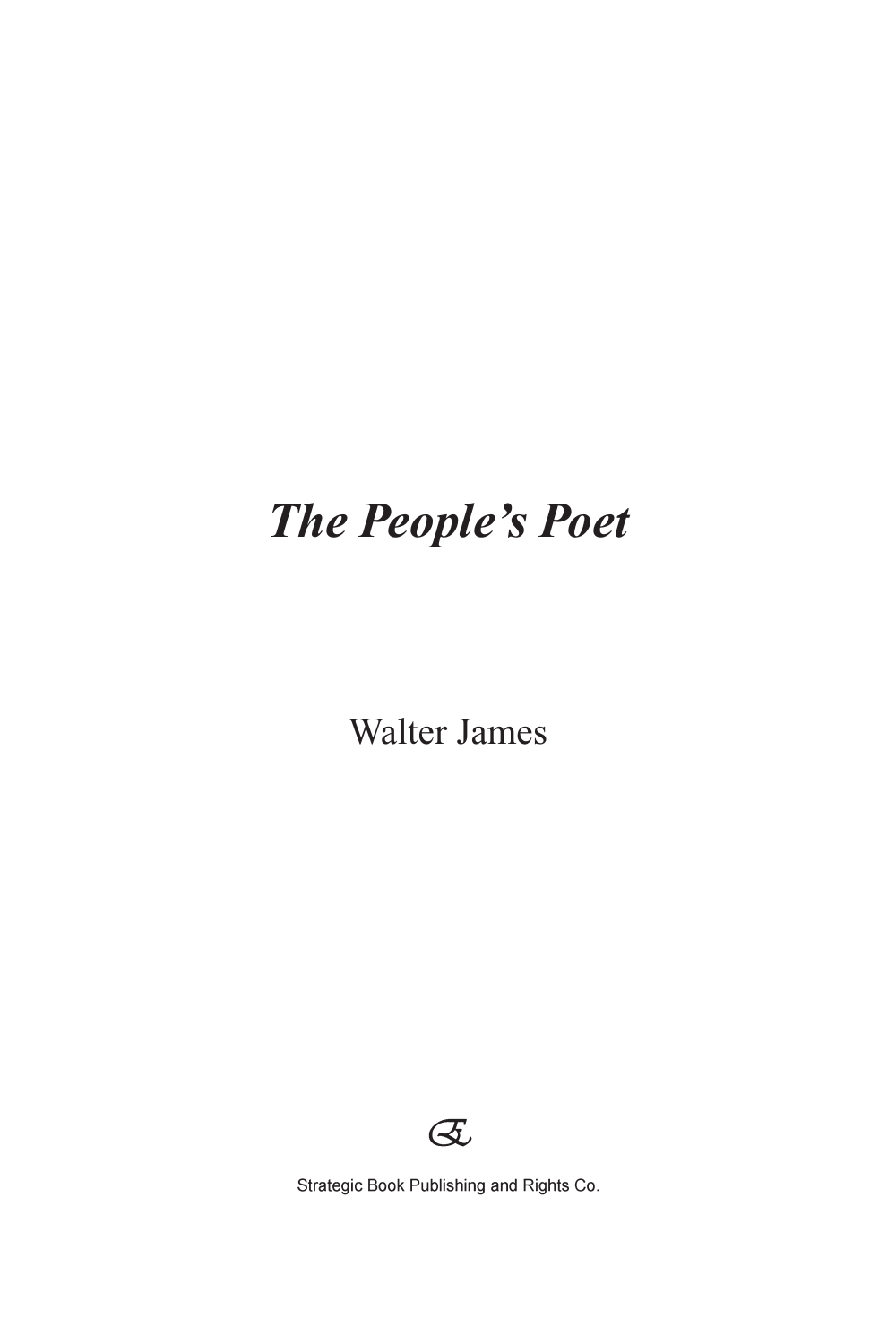# *The People's Poet*

Walter James

Strategic Book Publishing and Rights Co.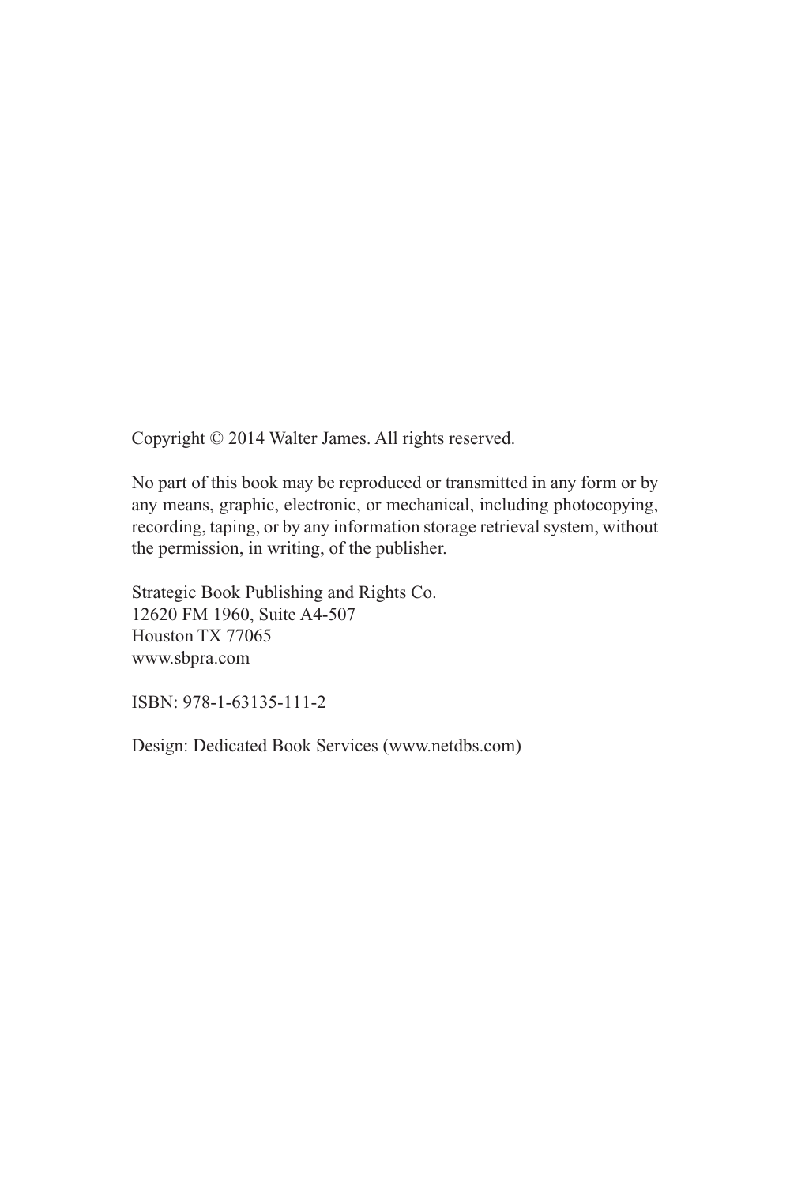Copyright © 2014 Walter James. All rights reserved.

No part of this book may be reproduced or transmitted in any form or by any means, graphic, electronic, or mechanical, including photocopying, recording, taping, or by any information storage retrieval system, without the permission, in writing, of the publisher.

Strategic Book Publishing and Rights Co.
12620 FM 1960, Suite A4-507
Houston TX 77065
www.sbpra.com

ISBN: 978-1-63135-111-2

Design: Dedicated Book Services (www.netdbs.com)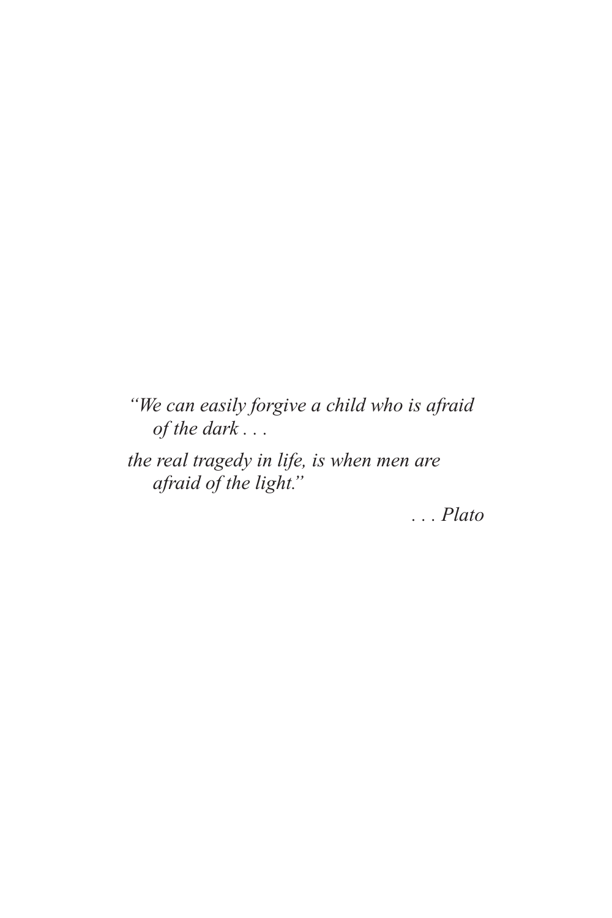*"We can easily forgive a child who is afraid of the dark . . .*

*the real tragedy in life, is when men are afraid of the light."*

*. . . Plato*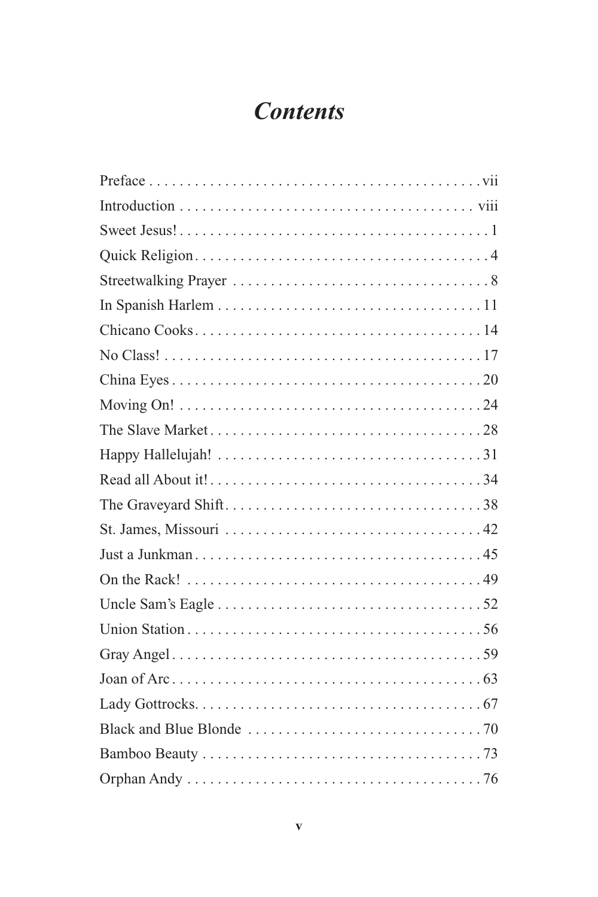# *Contents*

Preface . . . . . . . . . . . . . . . . . . . . . . . . . . . . . . . . . . . . . . . . . . . . vii
Introduction . . . . . . . . . . . . . . . . . . . . . . . . . . . . . . . . . . . . . . . viii
Sweet Jesus! . . . . . . . . . . . . . . . . . . . . . . . . . . . . . . . . . . . . . . . . . 1
Quick Religion . . . . . . . . . . . . . . . . . . . . . . . . . . . . . . . . . . . . . . . 4
Streetwalking Prayer . . . . . . . . . . . . . . . . . . . . . . . . . . . . . . . . . . 8
In Spanish Harlem . . . . . . . . . . . . . . . . . . . . . . . . . . . . . . . . . . . 11
Chicano Cooks . . . . . . . . . . . . . . . . . . . . . . . . . . . . . . . . . . . . . . 14
No Class! . . . . . . . . . . . . . . . . . . . . . . . . . . . . . . . . . . . . . . . . . . 17
China Eyes . . . . . . . . . . . . . . . . . . . . . . . . . . . . . . . . . . . . . . . . . 20
Moving On! . . . . . . . . . . . . . . . . . . . . . . . . . . . . . . . . . . . . . . . . 24
The Slave Market . . . . . . . . . . . . . . . . . . . . . . . . . . . . . . . . . . . . 28
Happy Hallelujah! . . . . . . . . . . . . . . . . . . . . . . . . . . . . . . . . . . . 31
Read all About it! . . . . . . . . . . . . . . . . . . . . . . . . . . . . . . . . . . . . 34
The Graveyard Shift . . . . . . . . . . . . . . . . . . . . . . . . . . . . . . . . . . 38
St. James, Missouri . . . . . . . . . . . . . . . . . . . . . . . . . . . . . . . . . . 42
Just a Junkman . . . . . . . . . . . . . . . . . . . . . . . . . . . . . . . . . . . . . . 45
On the Rack! . . . . . . . . . . . . . . . . . . . . . . . . . . . . . . . . . . . . . . . 49
Uncle Sam's Eagle . . . . . . . . . . . . . . . . . . . . . . . . . . . . . . . . . . . 52
Union Station . . . . . . . . . . . . . . . . . . . . . . . . . . . . . . . . . . . . . . . 56
Gray Angel . . . . . . . . . . . . . . . . . . . . . . . . . . . . . . . . . . . . . . . . . 59
Joan of Arc . . . . . . . . . . . . . . . . . . . . . . . . . . . . . . . . . . . . . . . . . 63
Lady Gottrocks . . . . . . . . . . . . . . . . . . . . . . . . . . . . . . . . . . . . . . 67
Black and Blue Blonde . . . . . . . . . . . . . . . . . . . . . . . . . . . . . . . 70
Bamboo Beauty . . . . . . . . . . . . . . . . . . . . . . . . . . . . . . . . . . . . . 73
Orphan Andy . . . . . . . . . . . . . . . . . . . . . . . . . . . . . . . . . . . . . . . 76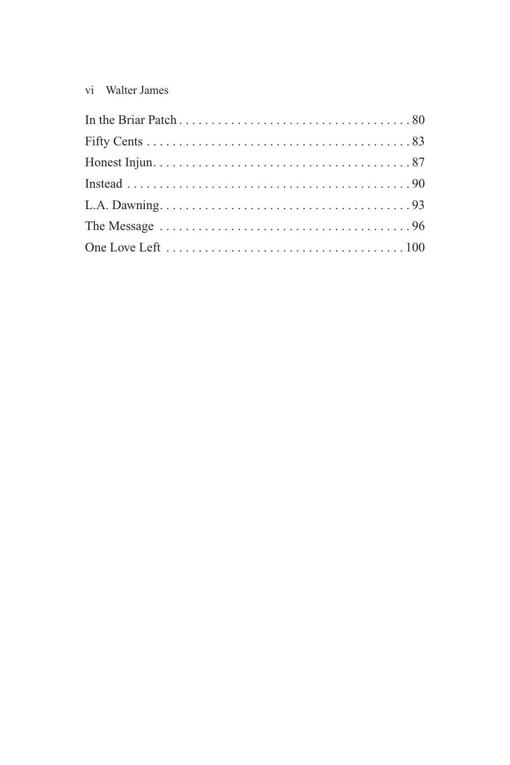In the Briar Patch . . . . . . . . . . . . . . . . . . . . . . . . . . . . . . . . . . . . 80
Fifty Cents . . . . . . . . . . . . . . . . . . . . . . . . . . . . . . . . . . . . . . . . . 83
Honest Injun. . . . . . . . . . . . . . . . . . . . . . . . . . . . . . . . . . . . . . . . 87
Instead . . . . . . . . . . . . . . . . . . . . . . . . . . . . . . . . . . . . . . . . . . . . 90
L.A. Dawning. . . . . . . . . . . . . . . . . . . . . . . . . . . . . . . . . . . . . . . 93
The Message . . . . . . . . . . . . . . . . . . . . . . . . . . . . . . . . . . . . . . . 96
One Love Left . . . . . . . . . . . . . . . . . . . . . . . . . . . . . . . . . . . . 100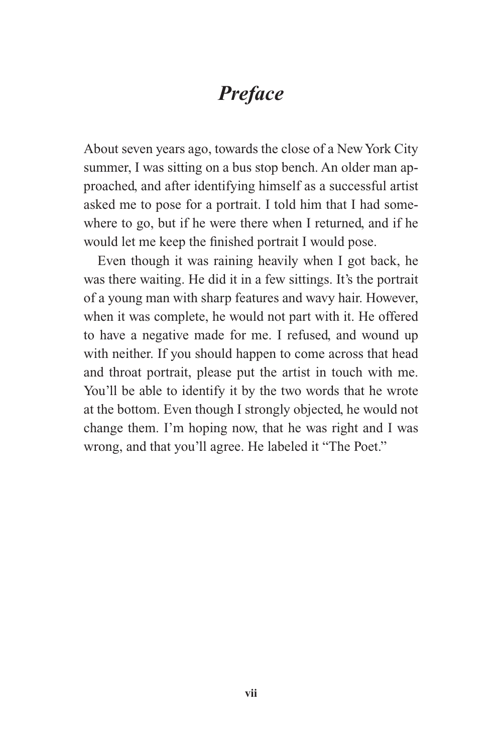# *Preface*

About seven years ago, towards the close of a New York City summer, I was sitting on a bus stop bench. An older man approached, and after identifying himself as a successful artist asked me to pose for a portrait. I told him that I had somewhere to go, but if he were there when I returned, and if he would let me keep the finished portrait I would pose.

Even though it was raining heavily when I got back, he was there waiting. He did it in a few sittings. It's the portrait of a young man with sharp features and wavy hair. However, when it was complete, he would not part with it. He offered to have a negative made for me. I refused, and wound up with neither. If you should happen to come across that head and throat portrait, please put the artist in touch with me. You'll be able to identify it by the two words that he wrote at the bottom. Even though I strongly objected, he would not change them. I'm hoping now, that he was right and I was wrong, and that you'll agree. He labeled it "The Poet."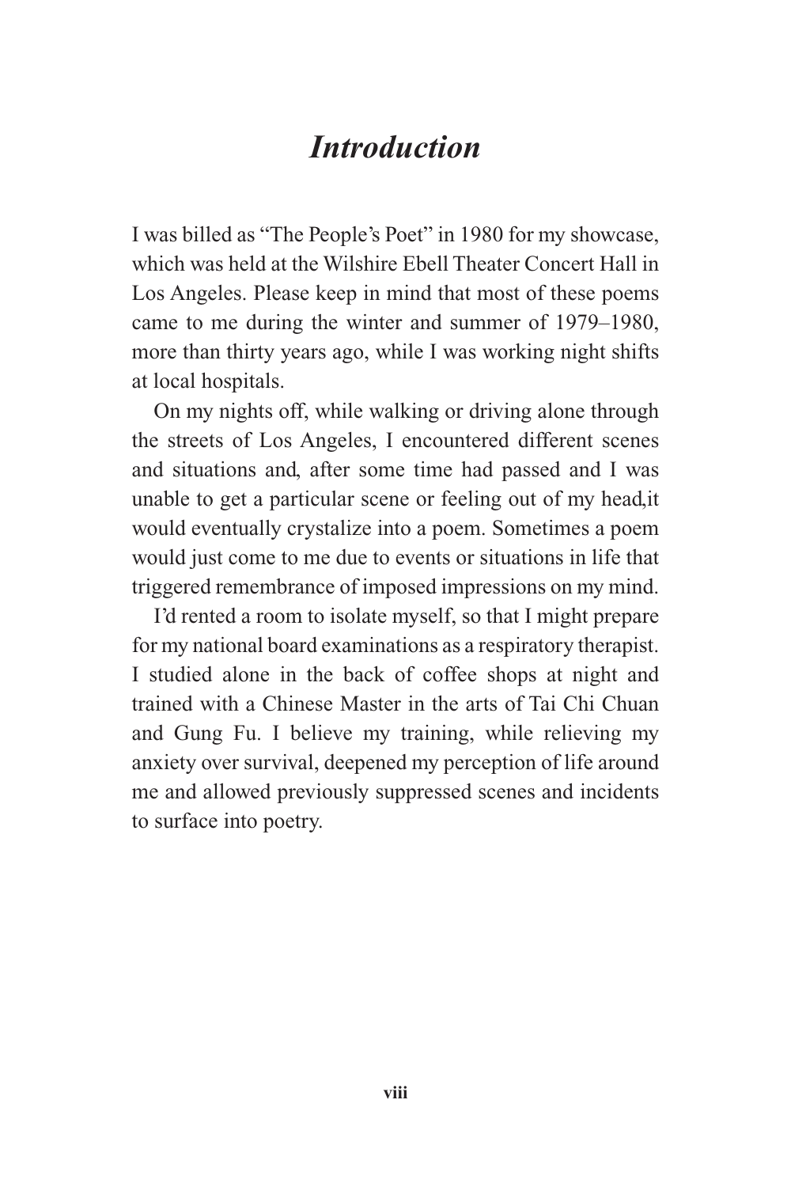# *Introduction*

I was billed as "The People's Poet" in 1980 for my showcase, which was held at the Wilshire Ebell Theater Concert Hall in Los Angeles. Please keep in mind that most of these poems came to me during the winter and summer of 1979–1980, more than thirty years ago, while I was working night shifts at local hospitals.

On my nights off, while walking or driving alone through the streets of Los Angeles, I encountered different scenes and situations and, after some time had passed and I was unable to get a particular scene or feeling out of my head,it would eventually crystalize into a poem. Sometimes a poem would just come to me due to events or situations in life that triggered remembrance of imposed impressions on my mind.

I'd rented a room to isolate myself, so that I might prepare for my national board examinations as a respiratory therapist. I studied alone in the back of coffee shops at night and trained with a Chinese Master in the arts of Tai Chi Chuan and Gung Fu. I believe my training, while relieving my anxiety over survival, deepened my perception of life around me and allowed previously suppressed scenes and incidents to surface into poetry.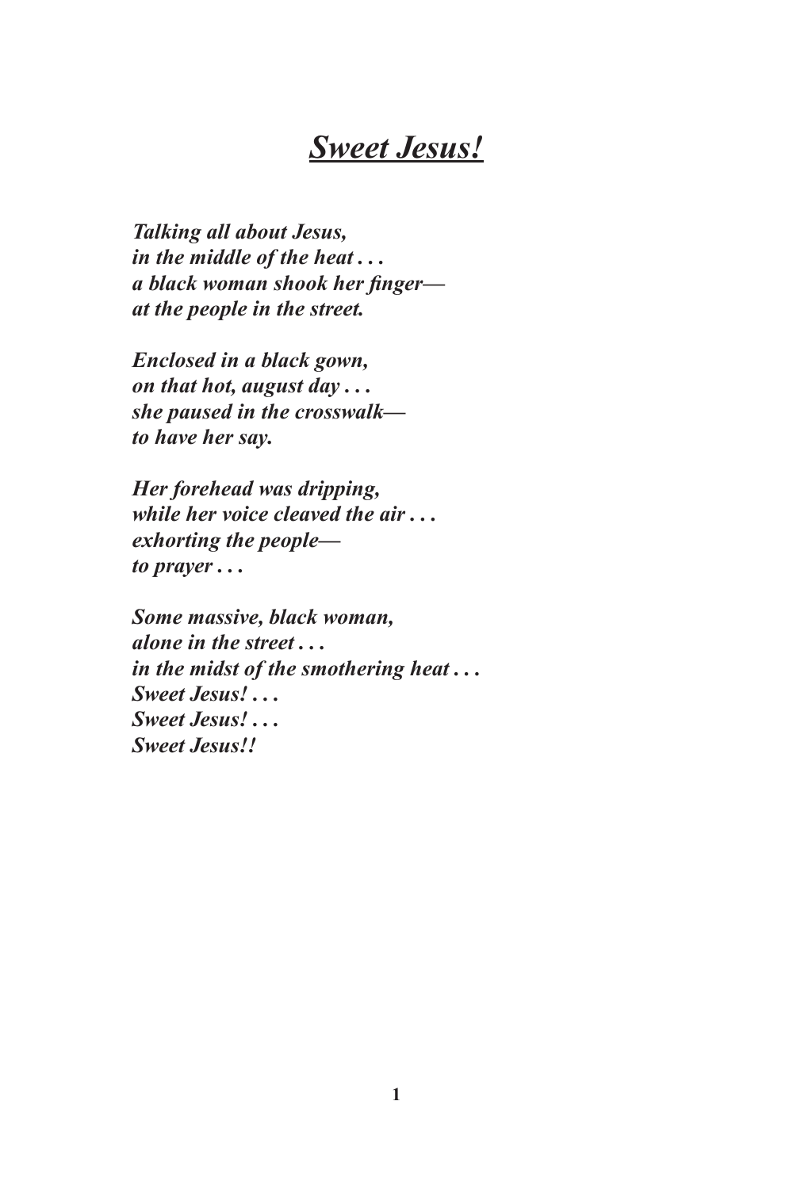# ***Sweet Jesus!***

***Talking all about Jesus,***
***in the middle of the heat . . .***
***a black woman shook her finger—***
***at the people in the street.***

***Enclosed in a black gown,***
***on that hot, august day . . .***
***she paused in the crosswalk—***
***to have her say.***

***Her forehead was dripping,***
***while her voice cleaved the air . . .***
***exhorting the people—***
***to prayer . . .***

***Some massive, black woman,***
***alone in the street . . .***
***in the midst of the smothering heat . . .***
***Sweet Jesus! . . .***
***Sweet Jesus! . . .***
***Sweet Jesus!!***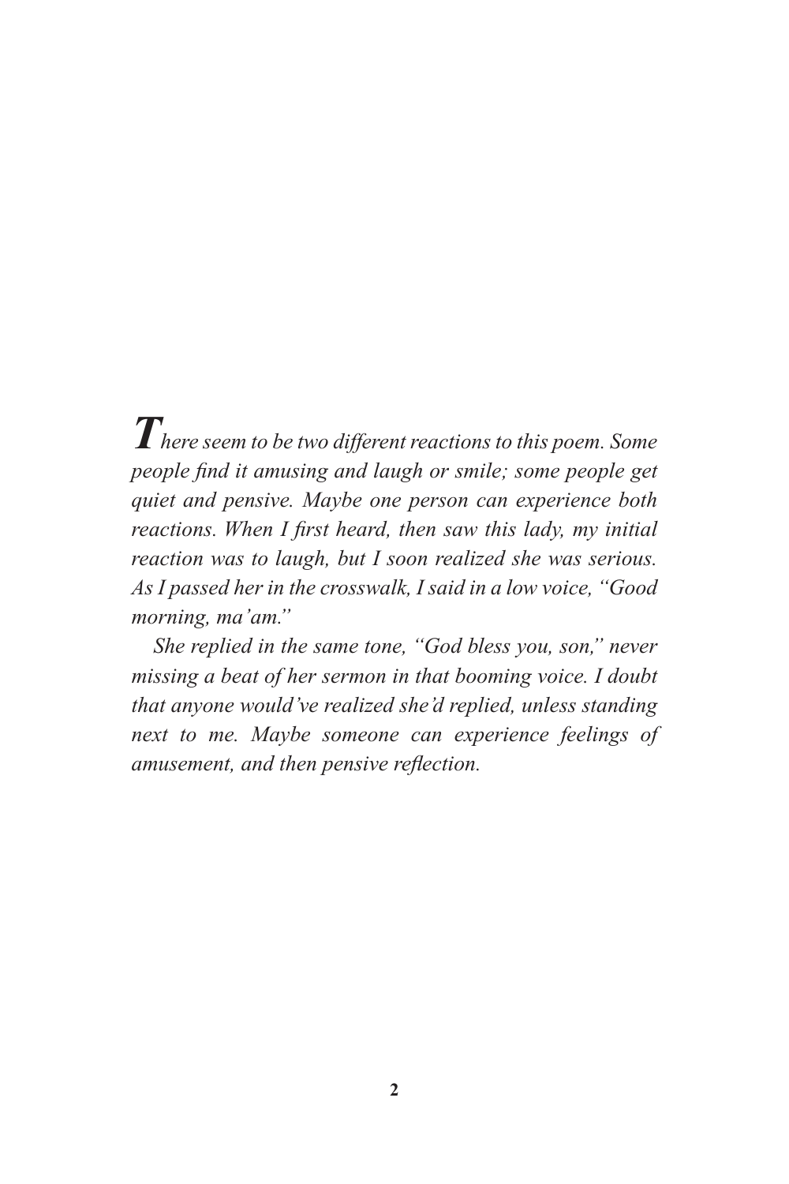*There seem to be two different reactions to this poem. Some people find it amusing and laugh or smile; some people get quiet and pensive. Maybe one person can experience both reactions. When I first heard, then saw this lady, my initial reaction was to laugh, but I soon realized she was serious. As I passed her in the crosswalk, I said in a low voice, "Good morning, ma'am."*

*She replied in the same tone, "God bless you, son," never missing a beat of her sermon in that booming voice. I doubt that anyone would've realized she'd replied, unless standing next to me. Maybe someone can experience feelings of amusement, and then pensive reflection.*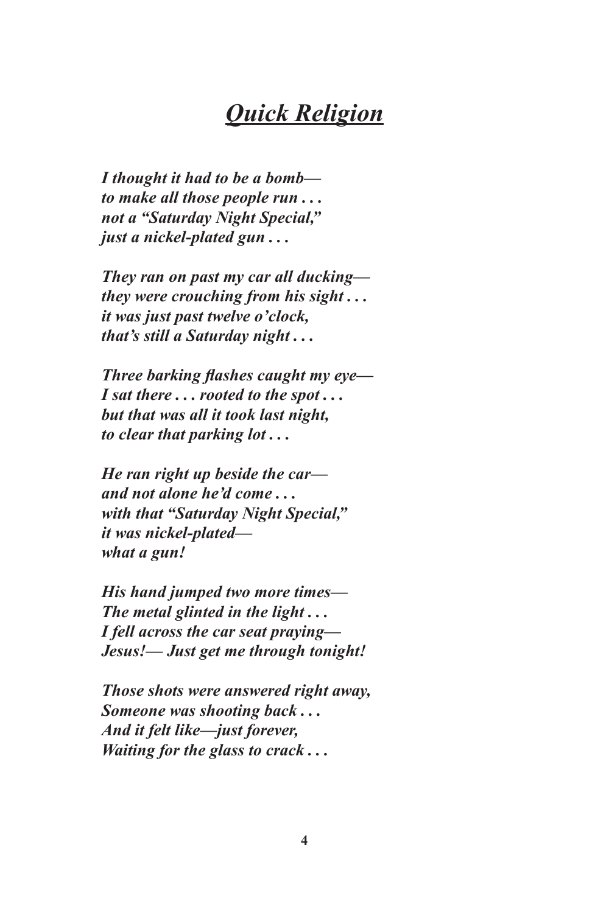# ***Quick Religion***

*I thought it had to be a bomb—*
*to make all those people run . . .*
*not a “Saturday Night Special,”*
*just a nickel-plated gun . . .*

*They ran on past my car all ducking—*
*they were crouching from his sight . . .*
*it was just past twelve o’clock,*
*that’s still a Saturday night . . .*

*Three barking flashes caught my eye—*
*I sat there . . . rooted to the spot . . .*
*but that was all it took last night,*
*to clear that parking lot . . .*

*He ran right up beside the car—*
*and not alone he’d come . . .*
*with that “Saturday Night Special,”*
*it was nickel-plated—*
*what a gun!*

*His hand jumped two more times—*
*The metal glinted in the light . . .*
*I fell across the car seat praying—*
*Jesus!— Just get me through tonight!*

*Those shots were answered right away,*
*Someone was shooting back . . .*
*And it felt like—just forever,*
*Waiting for the glass to crack . . .*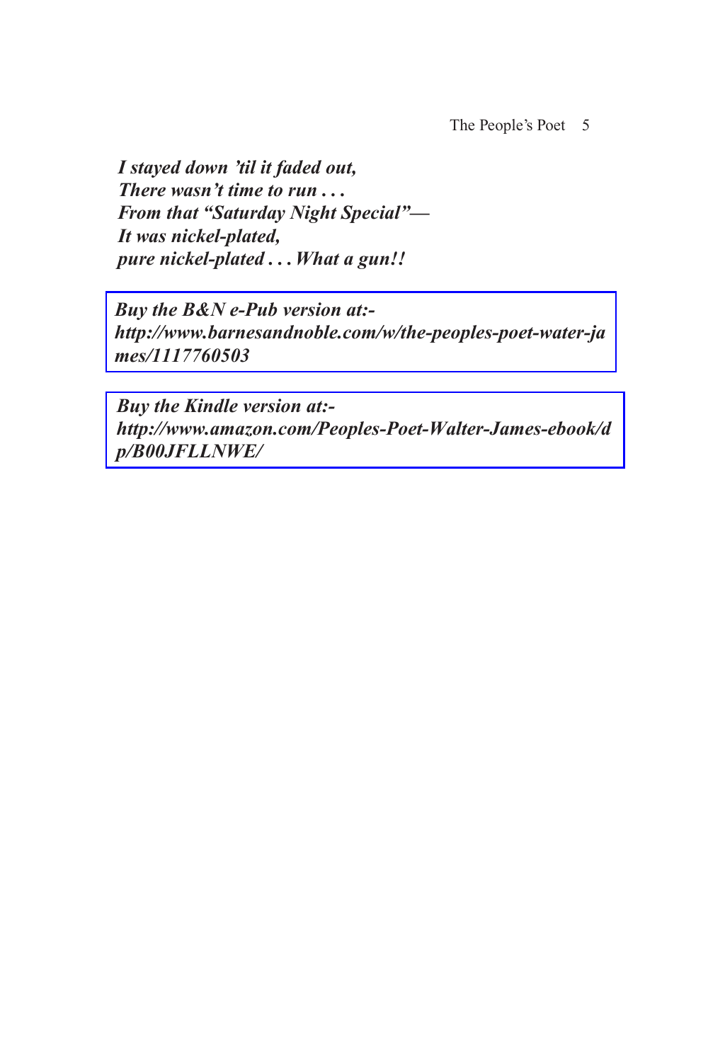*I stayed down 'til it faded out,*
*There wasn't time to run . . .*
*From that "Saturday Night Special"—*
*It was nickel-plated,*
*pure nickel-plated . . . What a gun!!*

***Buy the B&N e-Pub version at:-***
***http://www.barnesandnoble.com/w/the-peoples-poet-water-james/1117760503***

***Buy the Kindle version at:-***
***http://www.amazon.com/Peoples-Poet-Walter-James-ebook/dp/B00JFLLNWE/***